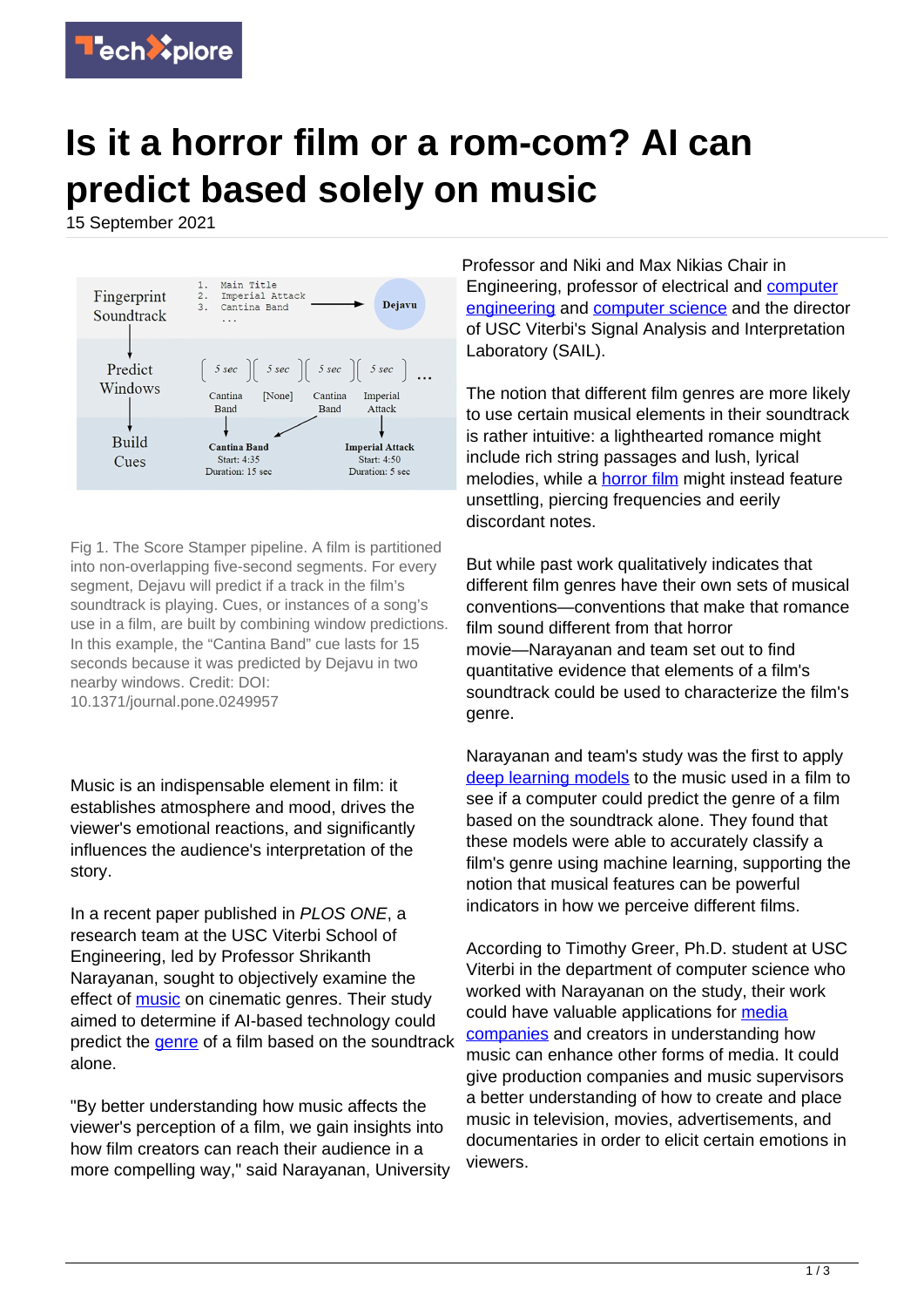# Is it a horror film or a rom-com? AI can predict based solely on music

15 September 2021

Fingerprint Soundtrack

1. Main Title
2. Imperial Attack
3. Cantina Band
...

Dejavu

Predict Windows

5 sec | 5 sec | 5 sec | 5 sec ...

Cantina Band | [None] | Cantina Band | Imperial Attack

Build Cues

Cantina Band
Start: 4:35
Duration: 15 sec

Imperial Attack
Start: 4:50
Duration: 5 sec

Fig 1. The Score Stamper pipeline. A film is partitioned into non-overlapping five-second segments. For every segment, Dejavu will predict if a track in the film's soundtrack is playing. Cues, or instances of a song's use in a film, are built by combining window predictions. In this example, the "Cantina Band" cue lasts for 15 seconds because it was predicted by Dejavu in two nearby windows. Credit: DOI: 10.1371/journal.pone.0249957

Music is an indispensable element in film: it establishes atmosphere and mood, drives the viewer's emotional reactions, and significantly influences the audience's interpretation of the story.

In a recent paper published in *PLOS ONE*, a research team at the USC Viterbi School of Engineering, led by Professor Shrikanth Narayanan, sought to objectively examine the effect of music on cinematic genres. Their study aimed to determine if AI-based technology could predict the genre of a film based on the soundtrack alone.

"By better understanding how music affects the viewer's perception of a film, we gain insights into how film creators can reach their audience in a more compelling way," said Narayanan, University Professor and Niki and Max Nikias Chair in Engineering, professor of electrical and computer engineering and computer science and the director of USC Viterbi's Signal Analysis and Interpretation Laboratory (SAIL).

The notion that different film genres are more likely to use certain musical elements in their soundtrack is rather intuitive: a lighthearted romance might include rich string passages and lush, lyrical melodies, while a horror film might instead feature unsettling, piercing frequencies and eerily discordant notes.

But while past work qualitatively indicates that different film genres have their own sets of musical conventions—conventions that make that romance film sound different from that horror movie—Narayanan and team set out to find quantitative evidence that elements of a film's soundtrack could be used to characterize the film's genre.

Narayanan and team's study was the first to apply deep learning models to the music used in a film to see if a computer could predict the genre of a film based on the soundtrack alone. They found that these models were able to accurately classify a film's genre using machine learning, supporting the notion that musical features can be powerful indicators in how we perceive different films.

According to Timothy Greer, Ph.D. student at USC Viterbi in the department of computer science who worked with Narayanan on the study, their work could have valuable applications for media companies and creators in understanding how music can enhance other forms of media. It could give production companies and music supervisors a better understanding of how to create and place music in television, movies, advertisements, and documentaries in order to elicit certain emotions in viewers.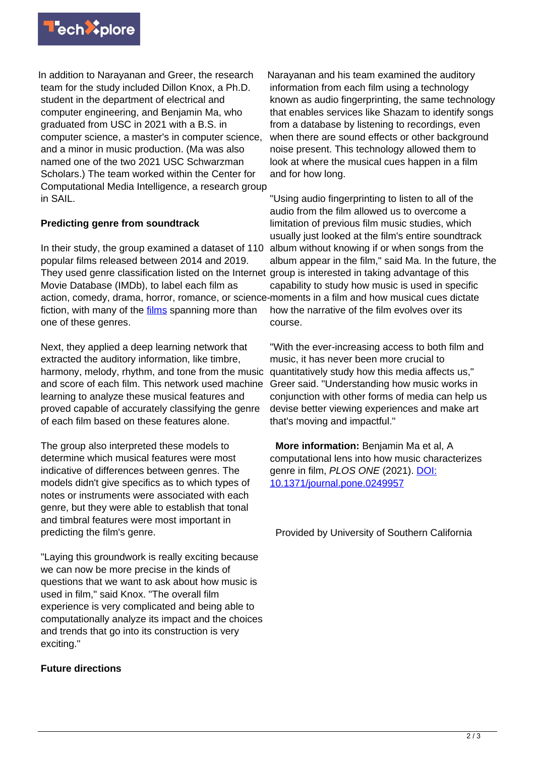In addition to Narayanan and Greer, the research team for the study included Dillon Knox, a Ph.D. student in the department of electrical and computer engineering, and Benjamin Ma, who graduated from USC in 2021 with a B.S. in computer science, a master's in computer science, and a minor in music production. (Ma was also named one of the two 2021 USC Schwarzman Scholars.) The team worked within the Center for Computational Media Intelligence, a research group in SAIL.

**Predicting genre from soundtrack**

In their study, the group examined a dataset of 110 popular films released between 2014 and 2019. They used genre classification listed on the Internet Movie Database (IMDb), to label each film as action, comedy, drama, horror, romance, or science-fiction, with many of the films spanning more than one of these genres.

Next, they applied a deep learning network that extracted the auditory information, like timbre, harmony, melody, rhythm, and tone from the music and score of each film. This network used machine learning to analyze these musical features and proved capable of accurately classifying the genre of each film based on these features alone.

The group also interpreted these models to determine which musical features were most indicative of differences between genres. The models didn't give specifics as to which types of notes or instruments were associated with each genre, but they were able to establish that tonal and timbral features were most important in predicting the film's genre.

"Laying this groundwork is really exciting because we can now be more precise in the kinds of questions that we want to ask about how music is used in film," said Knox. "The overall film experience is very complicated and being able to computationally analyze its impact and the choices and trends that go into its construction is very exciting."

**Future directions**

Narayanan and his team examined the auditory information from each film using a technology known as audio fingerprinting, the same technology that enables services like Shazam to identify songs from a database by listening to recordings, even when there are sound effects or other background noise present. This technology allowed them to look at where the musical cues happen in a film and for how long.

"Using audio fingerprinting to listen to all of the audio from the film allowed us to overcome a limitation of previous film music studies, which usually just looked at the film's entire soundtrack album without knowing if or when songs from the album appear in the film," said Ma. In the future, the group is interested in taking advantage of this capability to study how music is used in specific moments in a film and how musical cues dictate how the narrative of the film evolves over its course.

"With the ever-increasing access to both film and music, it has never been more crucial to quantitatively study how this media affects us," Greer said. "Understanding how music works in conjunction with other forms of media can help us devise better viewing experiences and make art that's moving and impactful."

**More information:** Benjamin Ma et al, A computational lens into how music characterizes genre in film, *PLOS ONE* (2021). DOI: 10.1371/journal.pone.0249957

Provided by University of Southern California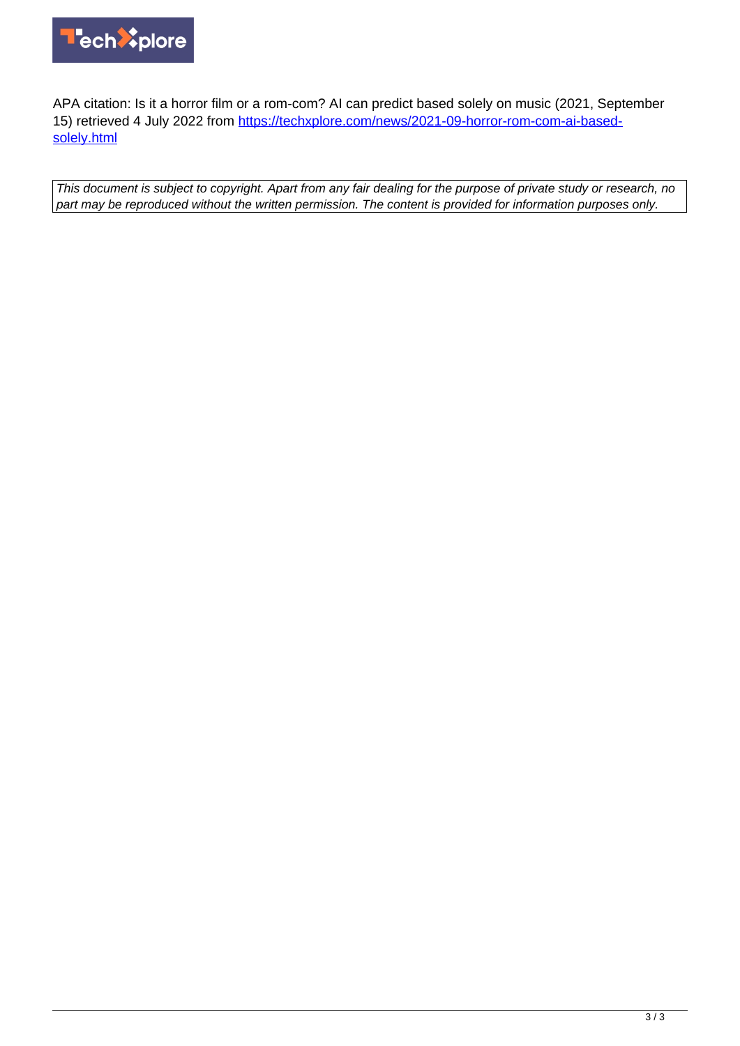APA citation: Is it a horror film or a rom-com? AI can predict based solely on music (2021, September 15) retrieved 4 July 2022 from [https://techxplore.com/news/2021-09-horror-rom-com-ai-based-solely.html](https://techxplore.com/news/2021-09-horror-rom-com-ai-based-solely.html)

*This document is subject to copyright. Apart from any fair dealing for the purpose of private study or research, no part may be reproduced without the written permission. The content is provided for information purposes only.*